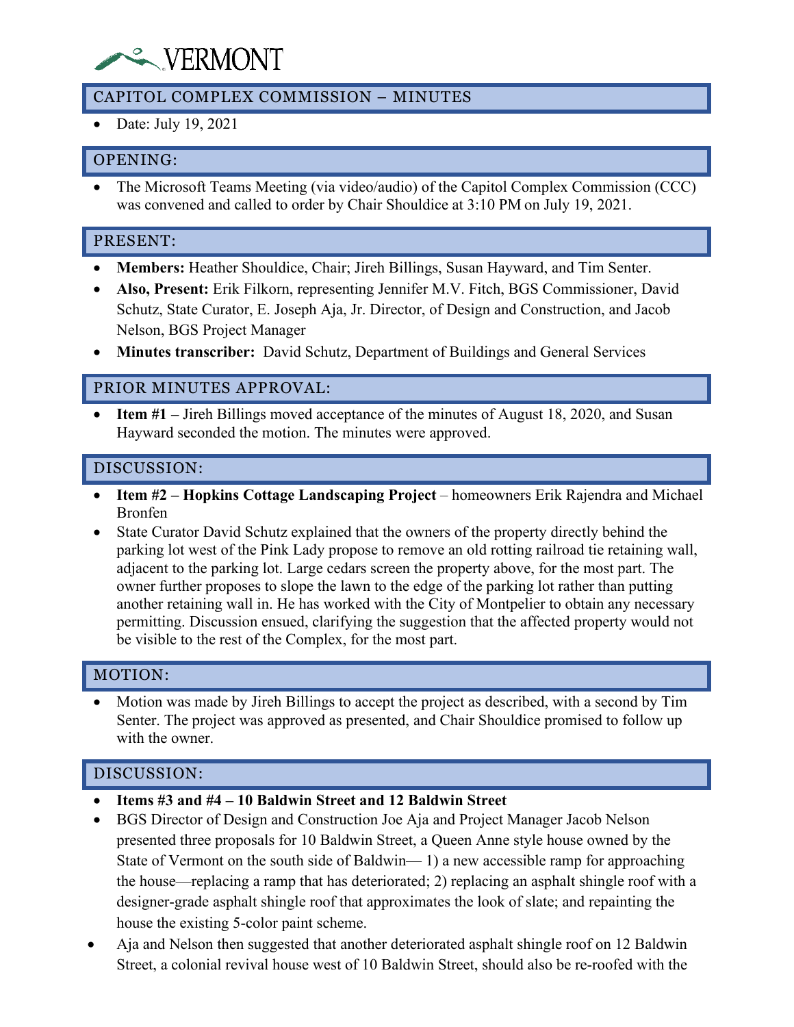# VERMONT

## CAPITOL COMPLEX COMMISSION – MINUTES

- Date: July 19, 2021

## OPENING:

- The Microsoft Teams Meeting (via video/audio) of the Capitol Complex Commission (CCC) was convened and called to order by Chair Shouldice at 3:10 PM on July 19, 2021.

## PRESENT:

- **Members:** Heather Shouldice, Chair; Jireh Billings, Susan Hayward, and Tim Senter.
- **Also, Present:** Erik Filkorn, representing Jennifer M.V. Fitch, BGS Commissioner, David Schutz, State Curator, E. Joseph Aja, Jr. Director, of Design and Construction, and Jacob Nelson, BGS Project Manager
- **Minutes transcriber:** David Schutz, Department of Buildings and General Services

## PRIOR MINUTES APPROVAL:

- **Item #1 –** Jireh Billings moved acceptance of the minutes of August 18, 2020, and Susan Hayward seconded the motion. The minutes were approved.

## DISCUSSION:

- **Item #2 – Hopkins Cottage Landscaping Project** – homeowners Erik Rajendra and Michael Bronfen
- State Curator David Schutz explained that the owners of the property directly behind the parking lot west of the Pink Lady propose to remove an old rotting railroad tie retaining wall, adjacent to the parking lot. Large cedars screen the property above, for the most part. The owner further proposes to slope the lawn to the edge of the parking lot rather than putting another retaining wall in. He has worked with the City of Montpelier to obtain any necessary permitting. Discussion ensued, clarifying the suggestion that the affected property would not be visible to the rest of the Complex, for the most part.

## MOTION:

- Motion was made by Jireh Billings to accept the project as described, with a second by Tim Senter. The project was approved as presented, and Chair Shouldice promised to follow up with the owner.

## DISCUSSION:

- **Items #3 and #4 – 10 Baldwin Street and 12 Baldwin Street**
- BGS Director of Design and Construction Joe Aja and Project Manager Jacob Nelson presented three proposals for 10 Baldwin Street, a Queen Anne style house owned by the State of Vermont on the south side of Baldwin— 1) a new accessible ramp for approaching the house—replacing a ramp that has deteriorated; 2) replacing an asphalt shingle roof with a designer-grade asphalt shingle roof that approximates the look of slate; and repainting the house the existing 5-color paint scheme.
- Aja and Nelson then suggested that another deteriorated asphalt shingle roof on 12 Baldwin Street, a colonial revival house west of 10 Baldwin Street, should also be re-roofed with the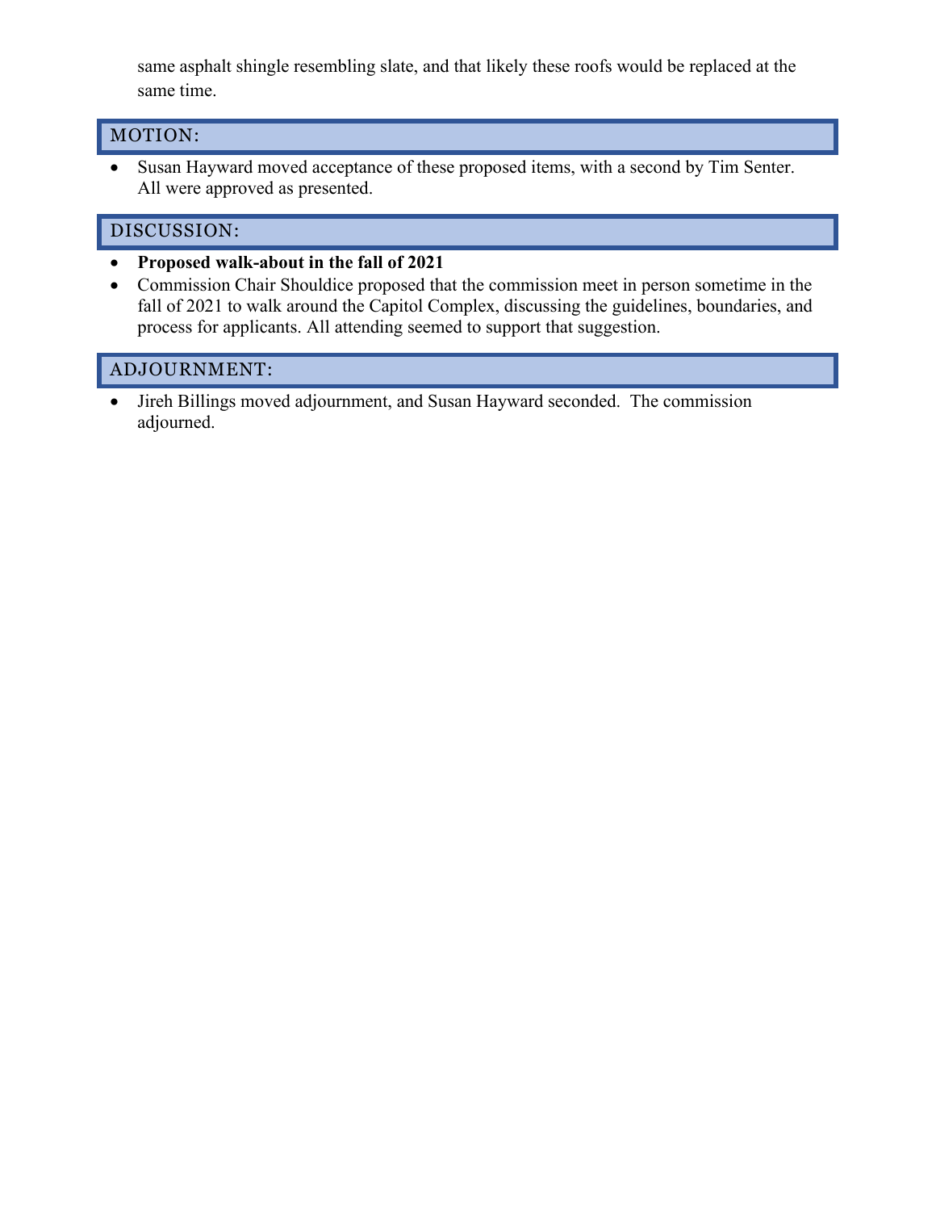same asphalt shingle resembling slate, and that likely these roofs would be replaced at the same time.

## MOTION:

- Susan Hayward moved acceptance of these proposed items, with a second by Tim Senter. All were approved as presented.

## DISCUSSION:

- **Proposed walk-about in the fall of 2021**
- Commission Chair Shouldice proposed that the commission meet in person sometime in the fall of 2021 to walk around the Capitol Complex, discussing the guidelines, boundaries, and process for applicants. All attending seemed to support that suggestion.

## ADJOURNMENT:

- Jireh Billings moved adjournment, and Susan Hayward seconded. The commission adjourned.